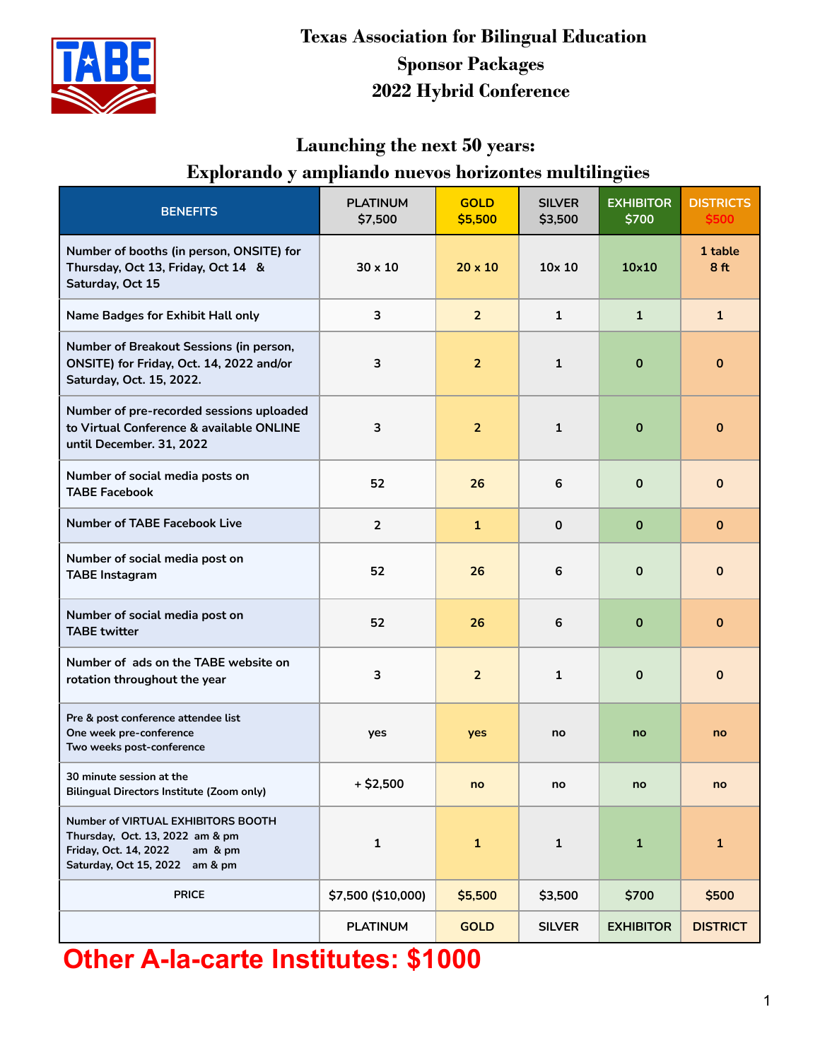# Texas Association for Bilingual Education
# Sponsor Packages
# 2022 Hybrid Conference

## Launching the next 50 years:
## Explorando y ampliando nuevos horizontes multilingües

| BENEFITS | PLATINUM $7,500 | GOLD $5,500 | SILVER $3,500 | EXHIBITOR $700 | DISTRICTS $500 |
|---|---|---|---|---|---|
| Number of booths (in person, ONSITE) for Thursday, Oct 13, Friday, Oct 14 & Saturday, Oct 15 | 30 x 10 | 20 x 10 | 10x 10 | 10x10 | 1 table 8 ft |
| Name Badges for Exhibit Hall only | 3 | 2 | 1 | 1 | 1 |
| Number of Breakout Sessions (in person, ONSITE) for Friday, Oct. 14, 2022 and/or Saturday, Oct. 15, 2022. | 3 | 2 | 1 | 0 | 0 |
| Number of pre-recorded sessions uploaded to Virtual Conference & available ONLINE until December. 31, 2022 | 3 | 2 | 1 | 0 | 0 |
| Number of social media posts on TABE Facebook | 52 | 26 | 6 | 0 | 0 |
| Number of TABE Facebook Live | 2 | 1 | 0 | 0 | 0 |
| Number of social media post on TABE Instagram | 52 | 26 | 6 | 0 | 0 |
| Number of social media post on TABE twitter | 52 | 26 | 6 | 0 | 0 |
| Number of ads on the TABE website on rotation throughout the year | 3 | 2 | 1 | 0 | 0 |
| Pre & post conference attendee list One week pre-conference Two weeks post-conference | yes | yes | no | no | no |
| 30 minute session at the Bilingual Directors Institute (Zoom only) | + $2,500 | no | no | no | no |
| Number of VIRTUAL EXHIBITORS BOOTH Thursday, Oct. 13, 2022 am & pm Friday, Oct. 14, 2022 am & pm Saturday, Oct 15, 2022 am & pm | 1 | 1 | 1 | 1 | 1 |
| PRICE | $7,500 ($10,000) | $5,500 | $3,500 | $700 | $500 |
| | PLATINUM | GOLD | SILVER | EXHIBITOR | DISTRICT |

**Other A-la-carte Institutes: $1000**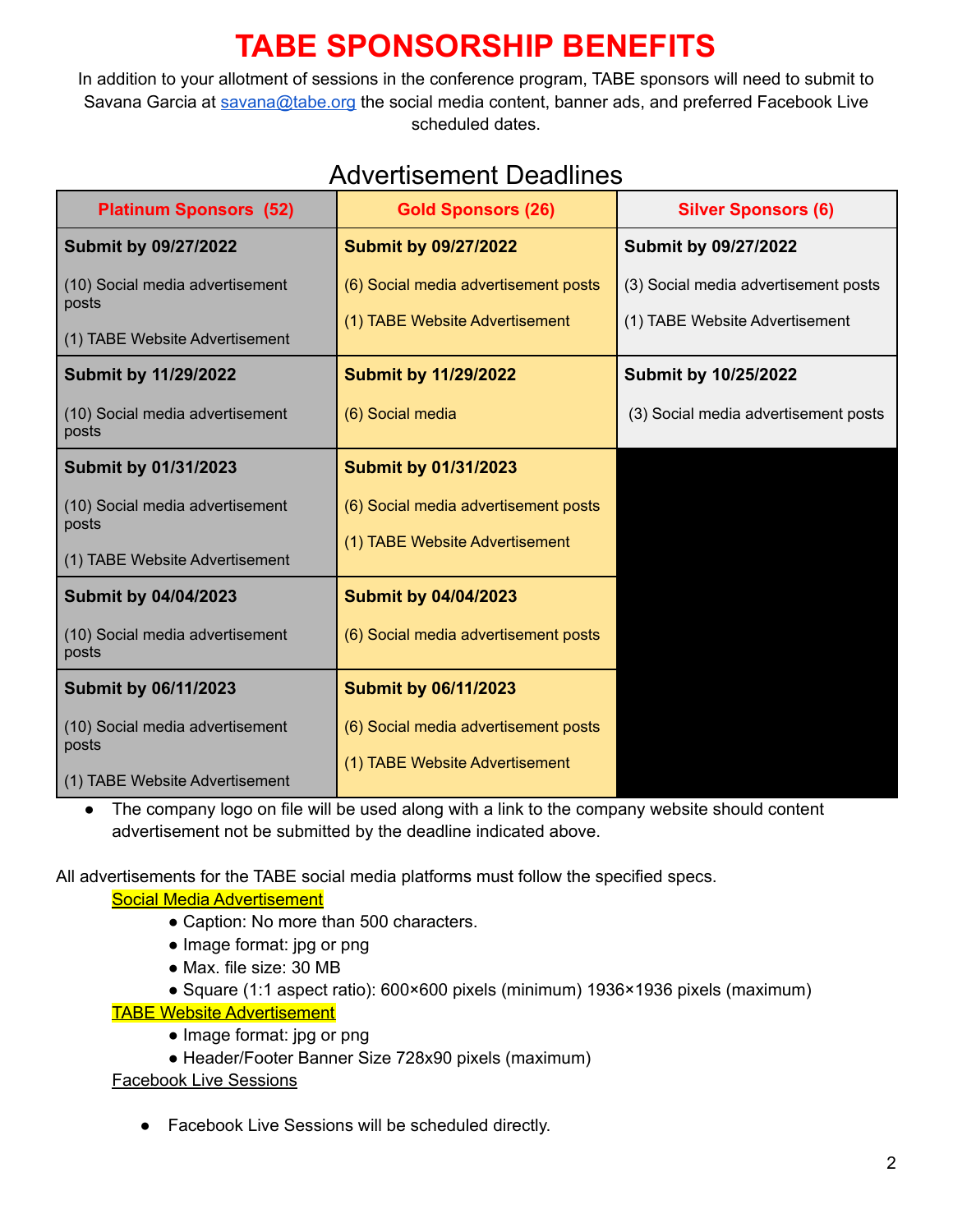# TABE SPONSORSHIP BENEFITS

In addition to your allotment of sessions in the conference program, TABE sponsors will need to submit to Savana Garcia at savana@tabe.org the social media content, banner ads, and preferred Facebook Live scheduled dates.

## Advertisement Deadlines

| Platinum Sponsors (52) | Gold Sponsors (26) | Silver Sponsors (6) |
|---|---|---|
| **Submit by 09/27/2022**<br><br>(10) Social media advertisement posts<br><br>(1) TABE Website Advertisement | **Submit by 09/27/2022**<br><br>(6) Social media advertisement posts<br><br>(1) TABE Website Advertisement | **Submit by 09/27/2022**<br><br>(3) Social media advertisement posts<br><br>(1) TABE Website Advertisement |
| **Submit by 11/29/2022**<br><br>(10) Social media advertisement posts | **Submit by 11/29/2022**<br><br>(6) Social media | **Submit by 10/25/2022**<br><br>(3) Social media advertisement posts |
| **Submit by 01/31/2023**<br><br>(10) Social media advertisement posts<br><br>(1) TABE Website Advertisement | **Submit by 01/31/2023**<br><br>(6) Social media advertisement posts<br><br>(1) TABE Website Advertisement | |
| **Submit by 04/04/2023**<br><br>(10) Social media advertisement posts | **Submit by 04/04/2023**<br><br>(6) Social media advertisement posts | |
| **Submit by 06/11/2023**<br><br>(10) Social media advertisement posts<br><br>(1) TABE Website Advertisement | **Submit by 06/11/2023**<br><br>(6) Social media advertisement posts<br><br>(1) TABE Website Advertisement | |

- The company logo on file will be used along with a link to the company website should content advertisement not be submitted by the deadline indicated above.

All advertisements for the TABE social media platforms must follow the specified specs.

Social Media Advertisement

- Caption: No more than 500 characters.
- Image format: jpg or png
- Max. file size: 30 MB
- Square (1:1 aspect ratio): 600×600 pixels (minimum) 1936×1936 pixels (maximum)

TABE Website Advertisement

- Image format: jpg or png
- Header/Footer Banner Size 728x90 pixels (maximum)

Facebook Live Sessions

- Facebook Live Sessions will be scheduled directly.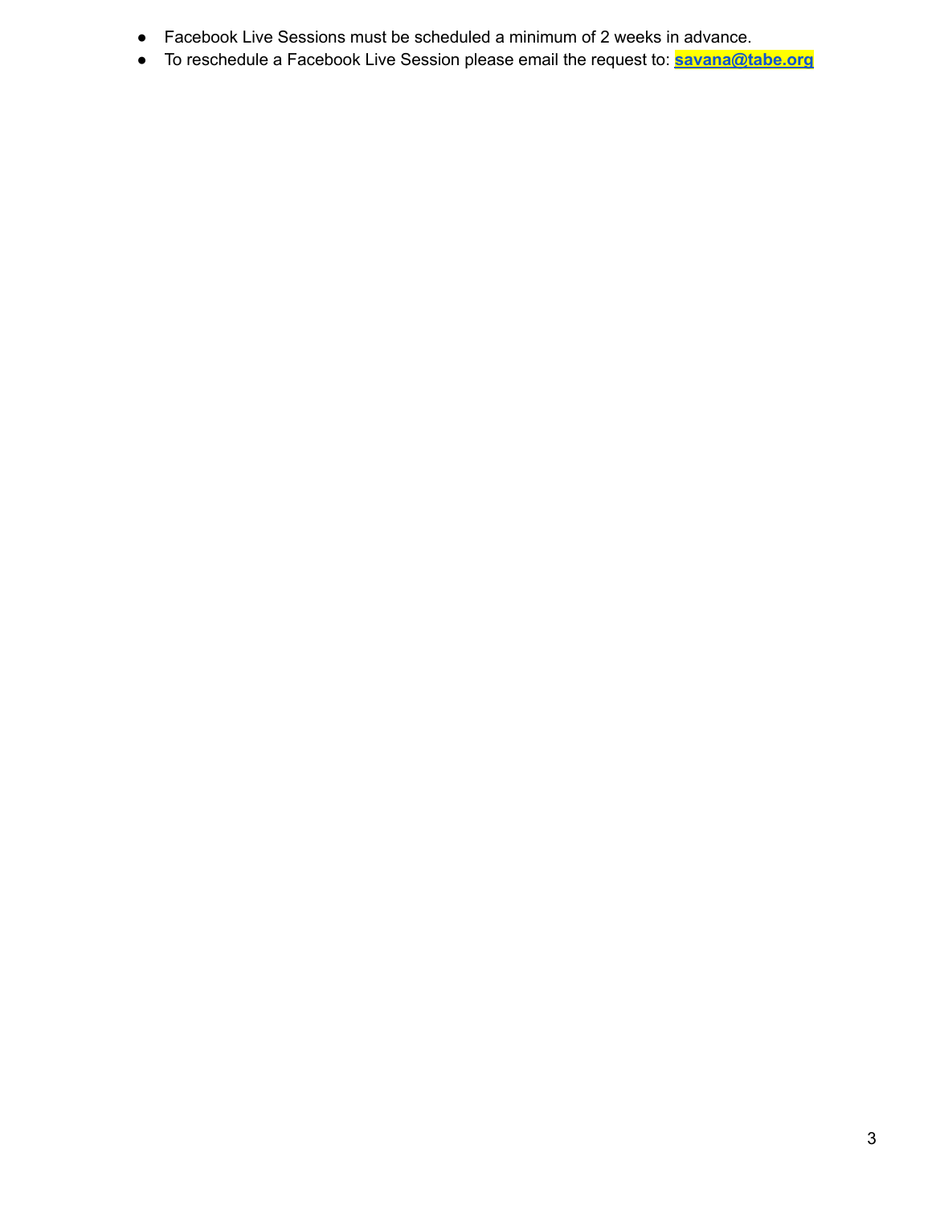- Facebook Live Sessions must be scheduled a minimum of 2 weeks in advance.
- To reschedule a Facebook Live Session please email the request to: **savana@tabe.org**